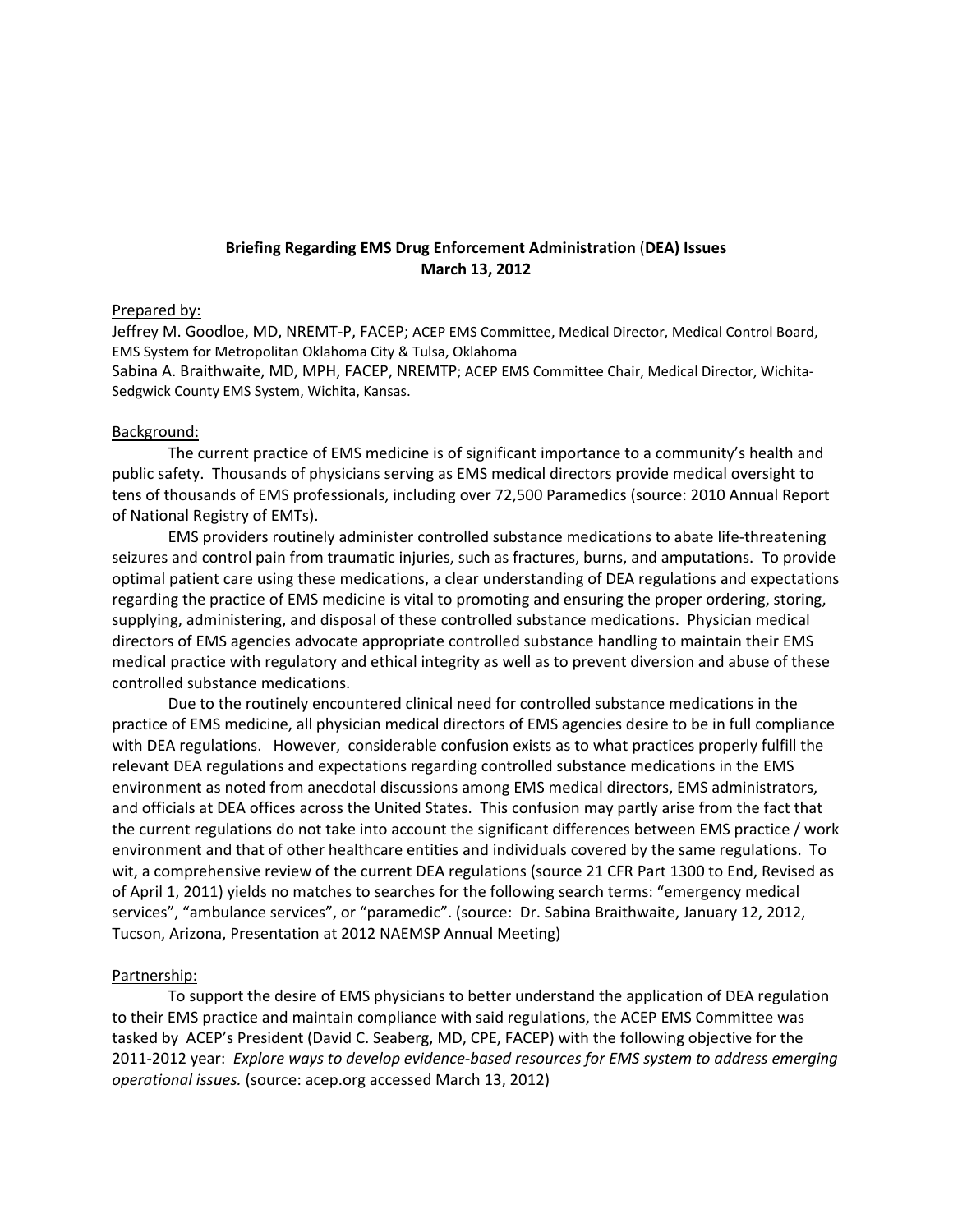**Briefing Regarding EMS Drug Enforcement Administration (DEA) Issues**
**March 13, 2012**

Prepared by:

Jeffrey M. Goodloe, MD, NREMT-P, FACEP; ACEP EMS Committee, Medical Director, Medical Control Board, EMS System for Metropolitan Oklahoma City & Tulsa, Oklahoma

Sabina A. Braithwaite, MD, MPH, FACEP, NREMTP; ACEP EMS Committee Chair, Medical Director, Wichita-Sedgwick County EMS System, Wichita, Kansas.

Background:

The current practice of EMS medicine is of significant importance to a community's health and public safety. Thousands of physicians serving as EMS medical directors provide medical oversight to tens of thousands of EMS professionals, including over 72,500 Paramedics (source: 2010 Annual Report of National Registry of EMTs).

EMS providers routinely administer controlled substance medications to abate life-threatening seizures and control pain from traumatic injuries, such as fractures, burns, and amputations. To provide optimal patient care using these medications, a clear understanding of DEA regulations and expectations regarding the practice of EMS medicine is vital to promoting and ensuring the proper ordering, storing, supplying, administering, and disposal of these controlled substance medications. Physician medical directors of EMS agencies advocate appropriate controlled substance handling to maintain their EMS medical practice with regulatory and ethical integrity as well as to prevent diversion and abuse of these controlled substance medications.

Due to the routinely encountered clinical need for controlled substance medications in the practice of EMS medicine, all physician medical directors of EMS agencies desire to be in full compliance with DEA regulations. However, considerable confusion exists as to what practices properly fulfill the relevant DEA regulations and expectations regarding controlled substance medications in the EMS environment as noted from anecdotal discussions among EMS medical directors, EMS administrators, and officials at DEA offices across the United States. This confusion may partly arise from the fact that the current regulations do not take into account the significant differences between EMS practice / work environment and that of other healthcare entities and individuals covered by the same regulations. To wit, a comprehensive review of the current DEA regulations (source 21 CFR Part 1300 to End, Revised as of April 1, 2011) yields no matches to searches for the following search terms: "emergency medical services", "ambulance services", or "paramedic". (source: Dr. Sabina Braithwaite, January 12, 2012, Tucson, Arizona, Presentation at 2012 NAEMSP Annual Meeting)

Partnership:

To support the desire of EMS physicians to better understand the application of DEA regulation to their EMS practice and maintain compliance with said regulations, the ACEP EMS Committee was tasked by ACEP's President (David C. Seaberg, MD, CPE, FACEP) with the following objective for the 2011-2012 year: *Explore ways to develop evidence-based resources for EMS system to address emerging operational issues.* (source: acep.org accessed March 13, 2012)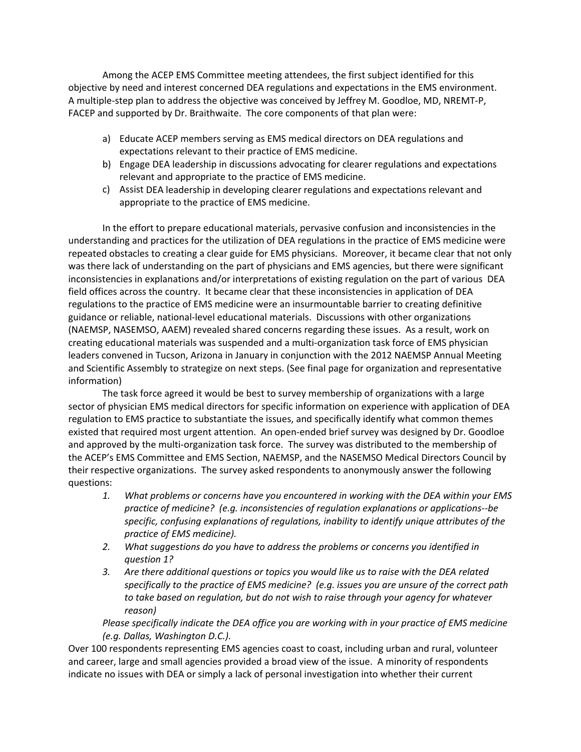Among the ACEP EMS Committee meeting attendees, the first subject identified for this objective by need and interest concerned DEA regulations and expectations in the EMS environment. A multiple-step plan to address the objective was conceived by Jeffrey M. Goodloe, MD, NREMT-P, FACEP and supported by Dr. Braithwaite. The core components of that plan were:

a) Educate ACEP members serving as EMS medical directors on DEA regulations and expectations relevant to their practice of EMS medicine.
b) Engage DEA leadership in discussions advocating for clearer regulations and expectations relevant and appropriate to the practice of EMS medicine.
c) Assist DEA leadership in developing clearer regulations and expectations relevant and appropriate to the practice of EMS medicine.

In the effort to prepare educational materials, pervasive confusion and inconsistencies in the understanding and practices for the utilization of DEA regulations in the practice of EMS medicine were repeated obstacles to creating a clear guide for EMS physicians. Moreover, it became clear that not only was there lack of understanding on the part of physicians and EMS agencies, but there were significant inconsistencies in explanations and/or interpretations of existing regulation on the part of various DEA field offices across the country. It became clear that these inconsistencies in application of DEA regulations to the practice of EMS medicine were an insurmountable barrier to creating definitive guidance or reliable, national-level educational materials. Discussions with other organizations (NAEMSP, NASEMSO, AAEM) revealed shared concerns regarding these issues. As a result, work on creating educational materials was suspended and a multi-organization task force of EMS physician leaders convened in Tucson, Arizona in January in conjunction with the 2012 NAEMSP Annual Meeting and Scientific Assembly to strategize on next steps. (See final page for organization and representative information)

The task force agreed it would be best to survey membership of organizations with a large sector of physician EMS medical directors for specific information on experience with application of DEA regulation to EMS practice to substantiate the issues, and specifically identify what common themes existed that required most urgent attention. An open-ended brief survey was designed by Dr. Goodloe and approved by the multi-organization task force. The survey was distributed to the membership of the ACEP's EMS Committee and EMS Section, NAEMSP, and the NASEMSO Medical Directors Council by their respective organizations. The survey asked respondents to anonymously answer the following questions:

1. *What problems or concerns have you encountered in working with the DEA within your EMS practice of medicine? (e.g. inconsistencies of regulation explanations or applications--be specific, confusing explanations of regulations, inability to identify unique attributes of the practice of EMS medicine).*
2. *What suggestions do you have to address the problems or concerns you identified in question 1?*
3. *Are there additional questions or topics you would like us to raise with the DEA related specifically to the practice of EMS medicine? (e.g. issues you are unsure of the correct path to take based on regulation, but do not wish to raise through your agency for whatever reason)*

*Please specifically indicate the DEA office you are working with in your practice of EMS medicine (e.g. Dallas, Washington D.C.).*

Over 100 respondents representing EMS agencies coast to coast, including urban and rural, volunteer and career, large and small agencies provided a broad view of the issue. A minority of respondents indicate no issues with DEA or simply a lack of personal investigation into whether their current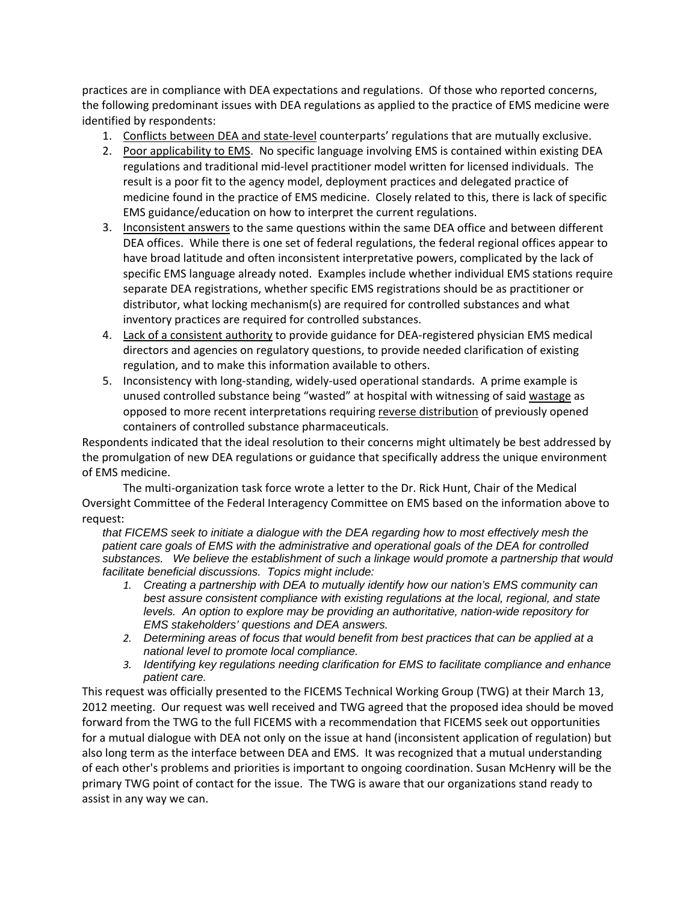practices are in compliance with DEA expectations and regulations. Of those who reported concerns, the following predominant issues with DEA regulations as applied to the practice of EMS medicine were identified by respondents:

1. Conflicts between DEA and state-level counterparts' regulations that are mutually exclusive.
2. Poor applicability to EMS. No specific language involving EMS is contained within existing DEA regulations and traditional mid-level practitioner model written for licensed individuals. The result is a poor fit to the agency model, deployment practices and delegated practice of medicine found in the practice of EMS medicine. Closely related to this, there is lack of specific EMS guidance/education on how to interpret the current regulations.
3. Inconsistent answers to the same questions within the same DEA office and between different DEA offices. While there is one set of federal regulations, the federal regional offices appear to have broad latitude and often inconsistent interpretative powers, complicated by the lack of specific EMS language already noted. Examples include whether individual EMS stations require separate DEA registrations, whether specific EMS registrations should be as practitioner or distributor, what locking mechanism(s) are required for controlled substances and what inventory practices are required for controlled substances.
4. Lack of a consistent authority to provide guidance for DEA-registered physician EMS medical directors and agencies on regulatory questions, to provide needed clarification of existing regulation, and to make this information available to others.
5. Inconsistency with long-standing, widely-used operational standards. A prime example is unused controlled substance being "wasted" at hospital with witnessing of said wastage as opposed to more recent interpretations requiring reverse distribution of previously opened containers of controlled substance pharmaceuticals.

Respondents indicated that the ideal resolution to their concerns might ultimately be best addressed by the promulgation of new DEA regulations or guidance that specifically address the unique environment of EMS medicine.

The multi-organization task force wrote a letter to the Dr. Rick Hunt, Chair of the Medical Oversight Committee of the Federal Interagency Committee on EMS based on the information above to request:

> *that FICEMS seek to initiate a dialogue with the DEA regarding how to most effectively mesh the patient care goals of EMS with the administrative and operational goals of the DEA for controlled substances. We believe the establishment of such a linkage would promote a partnership that would facilitate beneficial discussions. Topics might include:*
>
> 1. *Creating a partnership with DEA to mutually identify how our nation's EMS community can best assure consistent compliance with existing regulations at the local, regional, and state levels. An option to explore may be providing an authoritative, nation-wide repository for EMS stakeholders' questions and DEA answers.*
> 2. *Determining areas of focus that would benefit from best practices that can be applied at a national level to promote local compliance.*
> 3. *Identifying key regulations needing clarification for EMS to facilitate compliance and enhance patient care.*

This request was officially presented to the FICEMS Technical Working Group (TWG) at their March 13, 2012 meeting. Our request was well received and TWG agreed that the proposed idea should be moved forward from the TWG to the full FICEMS with a recommendation that FICEMS seek out opportunities for a mutual dialogue with DEA not only on the issue at hand (inconsistent application of regulation) but also long term as the interface between DEA and EMS. It was recognized that a mutual understanding of each other's problems and priorities is important to ongoing coordination. Susan McHenry will be the primary TWG point of contact for the issue. The TWG is aware that our organizations stand ready to assist in any way we can.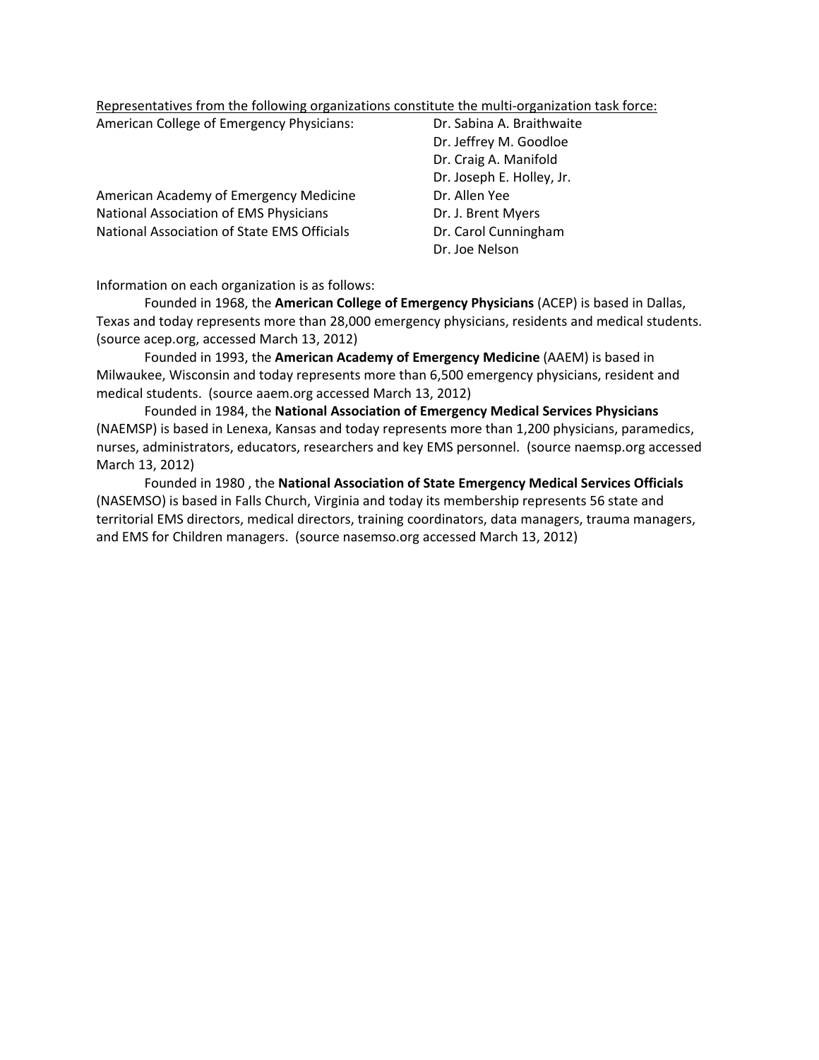Representatives from the following organizations constitute the multi-organization task force:

| | |
|---|---|
| American College of Emergency Physicians: | Dr. Sabina A. Braithwaite |
| | Dr. Jeffrey M. Goodloe |
| | Dr. Craig A. Manifold |
| | Dr. Joseph E. Holley, Jr. |
| American Academy of Emergency Medicine | Dr. Allen Yee |
| National Association of EMS Physicians | Dr. J. Brent Myers |
| National Association of State EMS Officials | Dr. Carol Cunningham |
| | Dr. Joe Nelson |

Information on each organization is as follows:

Founded in 1968, the **American College of Emergency Physicians** (ACEP) is based in Dallas, Texas and today represents more than 28,000 emergency physicians, residents and medical students. (source acep.org, accessed March 13, 2012)

Founded in 1993, the **American Academy of Emergency Medicine** (AAEM) is based in Milwaukee, Wisconsin and today represents more than 6,500 emergency physicians, resident and medical students. (source aaem.org accessed March 13, 2012)

Founded in 1984, the **National Association of Emergency Medical Services Physicians** (NAEMSP) is based in Lenexa, Kansas and today represents more than 1,200 physicians, paramedics, nurses, administrators, educators, researchers and key EMS personnel. (source naemsp.org accessed March 13, 2012)

Founded in 1980 , the **National Association of State Emergency Medical Services Officials** (NASEMSO) is based in Falls Church, Virginia and today its membership represents 56 state and territorial EMS directors, medical directors, training coordinators, data managers, trauma managers, and EMS for Children managers. (source nasemso.org accessed March 13, 2012)